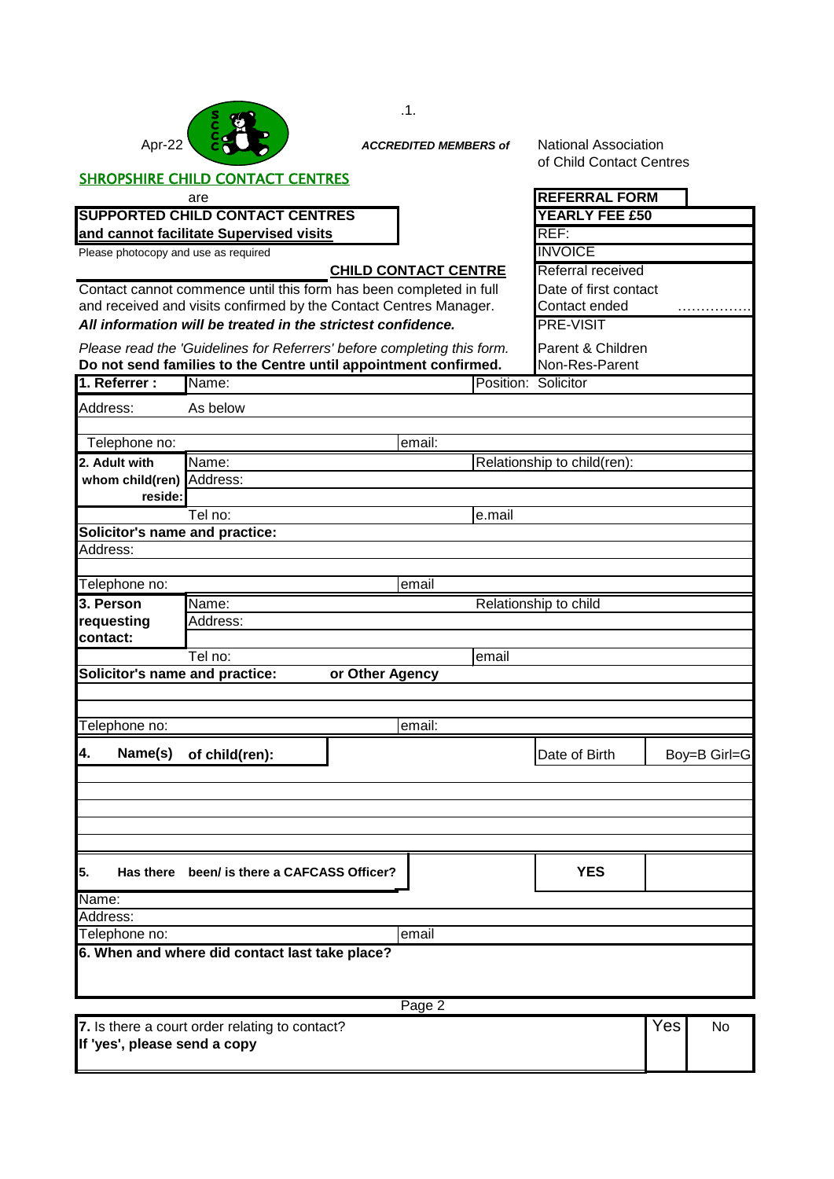.1.

Apr-22

***ACCREDITED MEMBERS of*** National Association of Child Contact Centres

## SHROPSHIRE CHILD CONTACT CENTRES

are

**SUPPORTED CHILD CONTACT CENTRES**
**and cannot facilitate Supervised visits**

Please photocopy and use as required

| **REFERRAL FORM** |
|---|
| **YEARLY FEE £50** |
| REF: |
| INVOICE |
| Referral received |
| Date of first contact |
| Contact ended ……………. |
| PRE-VISIT |
| Parent & Children |
| Non-Res-Parent |

**CHILD CONTACT CENTRE**

Contact cannot commence until this form has been completed in full and received and visits confirmed by the Contact Centres Manager.

***All information will be treated in the strictest confidence.***

*Please read the 'Guidelines for Referrers' before completing this form.*

**Do not send families to the Centre until appointment confirmed.**

| | | | |
|---|---|---|---|
| **1. Referrer :** | Name: | Position: | Solicitor |
| Address: | As below | | |
| Telephone no: | | email: | |
| **2. Adult with whom child(ren) reside:** | Name: | Relationship to child(ren): | |
| | Address: | | |
| | Tel no: | e.mail | |
| **Solicitor's name and practice:** | | | |
| Address: | | | |
| Telephone no: | | email | |
| **3. Person requesting contact:** | Name: | Relationship to child | |
| | Address: | | |
| | Tel no: | email | |
| **Solicitor's name and practice:** | **or Other Agency** | | |
| Telephone no: | | email: | |

| **4. Name(s) of child(ren):** | Date of Birth | Boy=B Girl=G |
|---|---|---|
| | | |
| | | |
| | | |
| | | |

| **5. Has there been/ is there a CAFCASS Officer?** | **YES** | |
|---|---|---|
| Name: | | |
| Address: | | |
| Telephone no: | email | |

**6. When and where did contact last take place?**

Page 2

| **7.** Is there a court order relating to contact? **If 'yes', please send a copy** | Yes | No |
|---|---|---|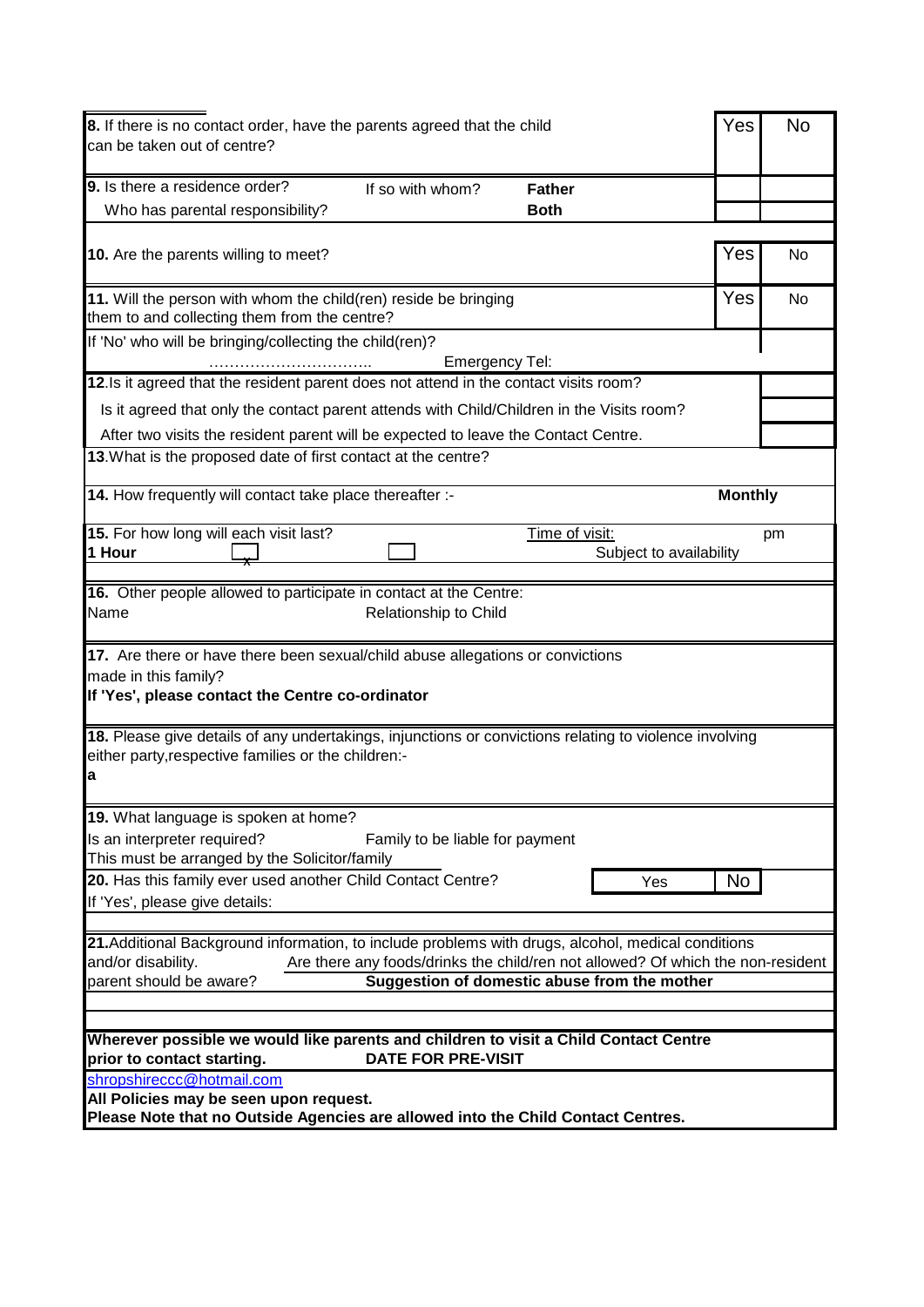| | | |
|---|---|---|
| **8.** If there is no contact order, have the parents agreed that the child can be taken out of centre? | Yes | No |
| **9.** Is there a residence order? If so with whom? **Father** | | |
| Who has parental responsibility? **Both** | | |
| **10.** Are the parents willing to meet? | Yes | No |
| **11.** Will the person with whom the child(ren) reside be bringing them to and collecting them from the centre? | Yes | No |
| If 'No' who will be bringing/collecting the child(ren)? ………………………….. Emergency Tel: | | |
| **12.** Is it agreed that the resident parent does not attend in the contact visits room? | | |
| Is it agreed that only the contact parent attends with Child/Children in the Visits room? | | |
| After two visits the resident parent will be expected to leave the Contact Centre. | | |

**13.** What is the proposed date of first contact at the centre?

**14.** How frequently will contact take place thereafter :- **Monthly**

**15.** For how long will each visit last? Time of visit: pm

**1 Hour** [x] [ ] Subject to availability

**16.** Other people allowed to participate in contact at the Centre:

| Name | Relationship to Child |
|---|---|
| | |

**17.** Are there or have there been sexual/child abuse allegations or convictions made in this family?

**If 'Yes', please contact the Centre co-ordinator**

**18.** Please give details of any undertakings, injunctions or convictions relating to violence involving either party,respective families or the children:-

**a**

**19.** What language is spoken at home?

Is an interpreter required? Family to be liable for payment

This must be arranged by the Solicitor/family

**20.** Has this family ever used another Child Contact Centre? Yes **No**

If 'Yes', please give details:

**21.** Additional Background information, to include problems with drugs, alcohol, medical conditions and/or disability. Are there any foods/drinks the child/ren not allowed? Of which the non-resident parent should be aware? **Suggestion of domestic abuse from the mother**

**Wherever possible we would like parents and children to visit a Child Contact Centre prior to contact starting.** **DATE FOR PRE-VISIT**

shropshireccc@hotmail.com

**All Policies may be seen upon request.**

**Please Note that no Outside Agencies are allowed into the Child Contact Centres.**